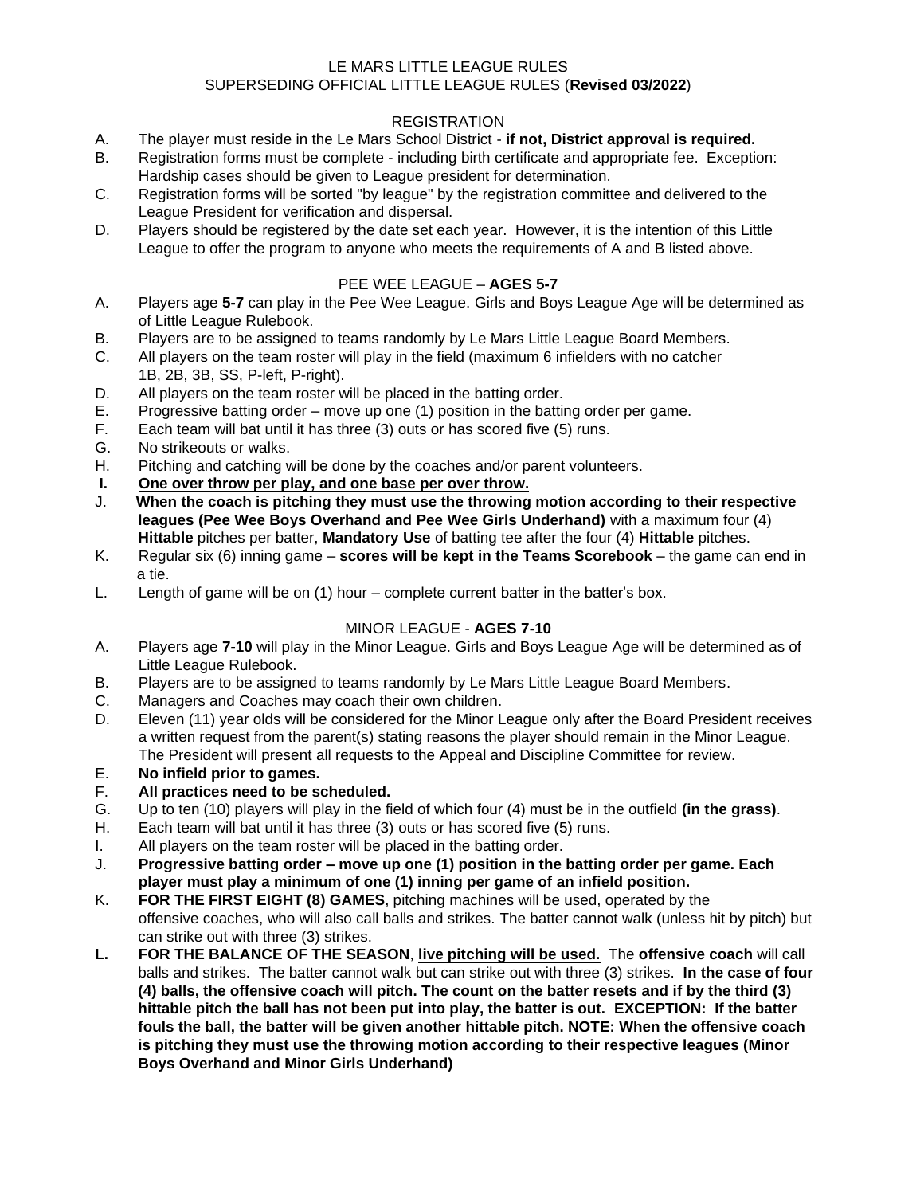# LE MARS LITTLE LEAGUE RULES
## SUPERSEDING OFFICIAL LITTLE LEAGUE RULES (**Revised 03/2022**)

### REGISTRATION

A. The player must reside in the Le Mars School District - **if not, District approval is required.**

B. Registration forms must be complete - including birth certificate and appropriate fee. Exception: Hardship cases should be given to League president for determination.

C. Registration forms will be sorted "by league" by the registration committee and delivered to the League President for verification and dispersal.

D. Players should be registered by the date set each year. However, it is the intention of this Little League to offer the program to anyone who meets the requirements of A and B listed above.

### PEE WEE LEAGUE – AGES 5-7

A. Players age **5-7** can play in the Pee Wee League. Girls and Boys League Age will be determined as of Little League Rulebook.

B. Players are to be assigned to teams randomly by Le Mars Little League Board Members.

C. All players on the team roster will play in the field (maximum 6 infielders with no catcher 1B, 2B, 3B, SS, P-left, P-right).

D. All players on the team roster will be placed in the batting order.

E. Progressive batting order – move up one (1) position in the batting order per game.

F. Each team will bat until it has three (3) outs or has scored five (5) runs.

G. No strikeouts or walks.

H. Pitching and catching will be done by the coaches and/or parent volunteers.

**I. <u>One over throw per play, and one base per over throw.</u>**

J. **When the coach is pitching they must use the throwing motion according to their respective leagues (Pee Wee Boys Overhand and Pee Wee Girls Underhand)** with a maximum four (4) **Hittable** pitches per batter, **Mandatory Use** of batting tee after the four (4) **Hittable** pitches.

K. Regular six (6) inning game – **scores will be kept in the Teams Scorebook** – the game can end in a tie.

L. Length of game will be on (1) hour – complete current batter in the batter's box.

### MINOR LEAGUE - AGES 7-10

A. Players age **7-10** will play in the Minor League. Girls and Boys League Age will be determined as of Little League Rulebook.

B. Players are to be assigned to teams randomly by Le Mars Little League Board Members.

C. Managers and Coaches may coach their own children.

D. Eleven (11) year olds will be considered for the Minor League only after the Board President receives a written request from the parent(s) stating reasons the player should remain in the Minor League. The President will present all requests to the Appeal and Discipline Committee for review.

E. **No infield prior to games.**

F. **All practices need to be scheduled.**

G. Up to ten (10) players will play in the field of which four (4) must be in the outfield **(in the grass)**.

H. Each team will bat until it has three (3) outs or has scored five (5) runs.

I. All players on the team roster will be placed in the batting order.

J. **Progressive batting order – move up one (1) position in the batting order per game. Each player must play a minimum of one (1) inning per game of an infield position.**

K. **FOR THE FIRST EIGHT (8) GAMES**, pitching machines will be used, operated by the offensive coaches, who will also call balls and strikes. The batter cannot walk (unless hit by pitch) but can strike out with three (3) strikes.

**L.** **FOR THE BALANCE OF THE SEASON**, **<u>live pitching will be used.</u>** The **offensive coach** will call balls and strikes. The batter cannot walk but can strike out with three (3) strikes. **In the case of four (4) balls, the offensive coach will pitch. The count on the batter resets and if by the third (3) hittable pitch the ball has not been put into play, the batter is out. EXCEPTION: If the batter fouls the ball, the batter will be given another hittable pitch. NOTE: When the offensive coach is pitching they must use the throwing motion according to their respective leagues (Minor Boys Overhand and Minor Girls Underhand)**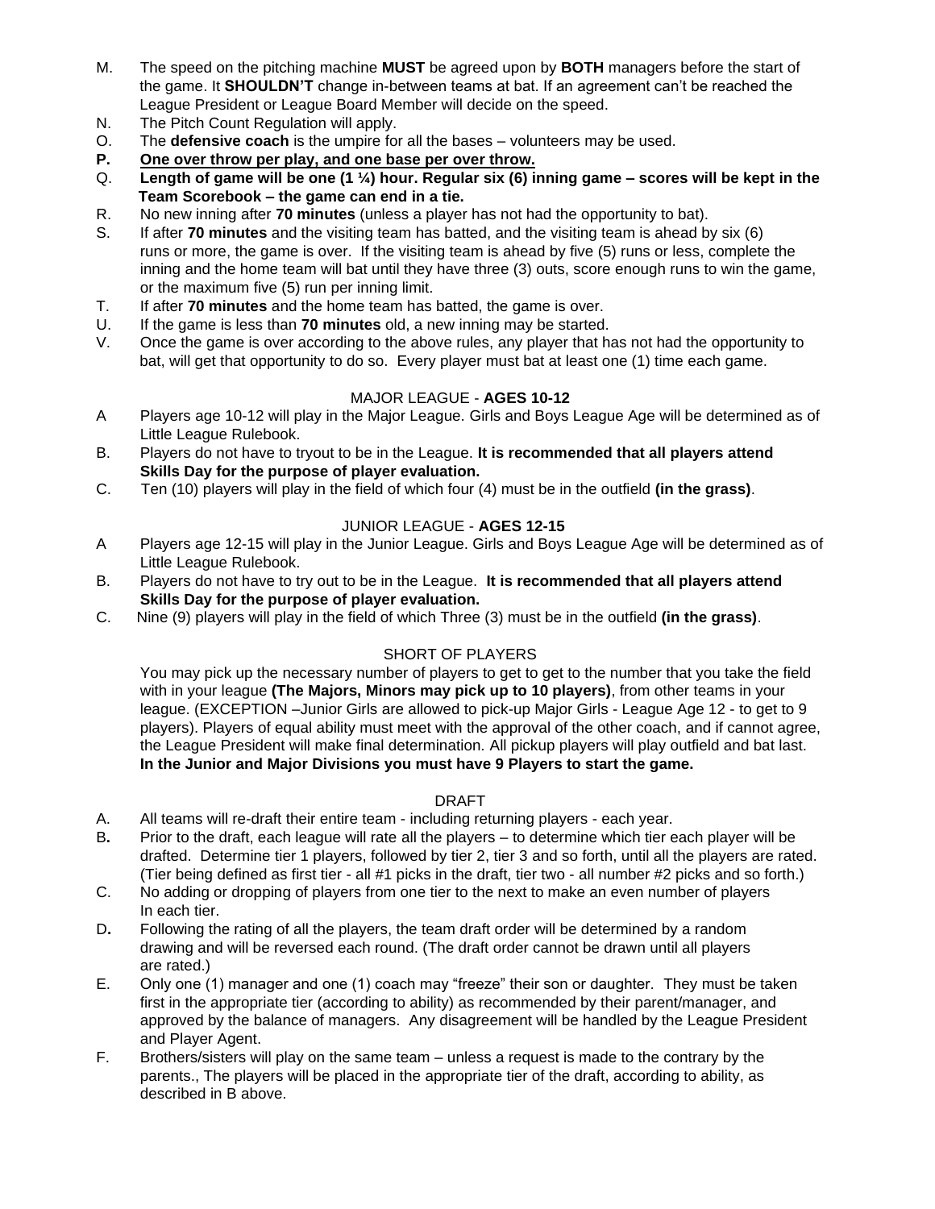M. The speed on the pitching machine **MUST** be agreed upon by **BOTH** managers before the start of the game. It **SHOULDN'T** change in-between teams at bat. If an agreement can't be reached the League President or League Board Member will decide on the speed.

N. The Pitch Count Regulation will apply.

O. The **defensive coach** is the umpire for all the bases – volunteers may be used.

**P. <u>One over throw per play, and one base per over throw.</u>**

Q. **Length of game will be one (1 ¼) hour. Regular six (6) inning game – scores will be kept in the Team Scorebook – the game can end in a tie.**

R. No new inning after **70 minutes** (unless a player has not had the opportunity to bat).

S. If after **70 minutes** and the visiting team has batted, and the visiting team is ahead by six (6) runs or more, the game is over. If the visiting team is ahead by five (5) runs or less, complete the inning and the home team will bat until they have three (3) outs, score enough runs to win the game, or the maximum five (5) run per inning limit.

T. If after **70 minutes** and the home team has batted, the game is over.

U. If the game is less than **70 minutes** old, a new inning may be started.

V. Once the game is over according to the above rules, any player that has not had the opportunity to bat, will get that opportunity to do so. Every player must bat at least one (1) time each game.

## MAJOR LEAGUE - **AGES 10-12**

A Players age 10-12 will play in the Major League. Girls and Boys League Age will be determined as of Little League Rulebook.

B. Players do not have to tryout to be in the League. **It is recommended that all players attend Skills Day for the purpose of player evaluation.**

C. Ten (10) players will play in the field of which four (4) must be in the outfield **(in the grass)**.

## JUNIOR LEAGUE - **AGES 12-15**

A Players age 12-15 will play in the Junior League. Girls and Boys League Age will be determined as of Little League Rulebook.

B. Players do not have to try out to be in the League. **It is recommended that all players attend Skills Day for the purpose of player evaluation.**

C. Nine (9) players will play in the field of which Three (3) must be in the outfield **(in the grass)**.

## SHORT OF PLAYERS

You may pick up the necessary number of players to get to get to the number that you take the field with in your league **(The Majors, Minors may pick up to 10 players)**, from other teams in your league. (EXCEPTION –Junior Girls are allowed to pick-up Major Girls - League Age 12 - to get to 9 players). Players of equal ability must meet with the approval of the other coach, and if cannot agree, the League President will make final determination. All pickup players will play outfield and bat last. **In the Junior and Major Divisions you must have 9 Players to start the game.**

## DRAFT

A. All teams will re-draft their entire team - including returning players - each year.

B**.** Prior to the draft, each league will rate all the players – to determine which tier each player will be drafted. Determine tier 1 players, followed by tier 2, tier 3 and so forth, until all the players are rated. (Tier being defined as first tier - all #1 picks in the draft, tier two - all number #2 picks and so forth.)

C. No adding or dropping of players from one tier to the next to make an even number of players In each tier.

D**.** Following the rating of all the players, the team draft order will be determined by a random drawing and will be reversed each round. (The draft order cannot be drawn until all players are rated.)

E. Only one (1) manager and one (1) coach may "freeze" their son or daughter. They must be taken first in the appropriate tier (according to ability) as recommended by their parent/manager, and approved by the balance of managers. Any disagreement will be handled by the League President and Player Agent.

F. Brothers/sisters will play on the same team – unless a request is made to the contrary by the parents., The players will be placed in the appropriate tier of the draft, according to ability, as described in B above.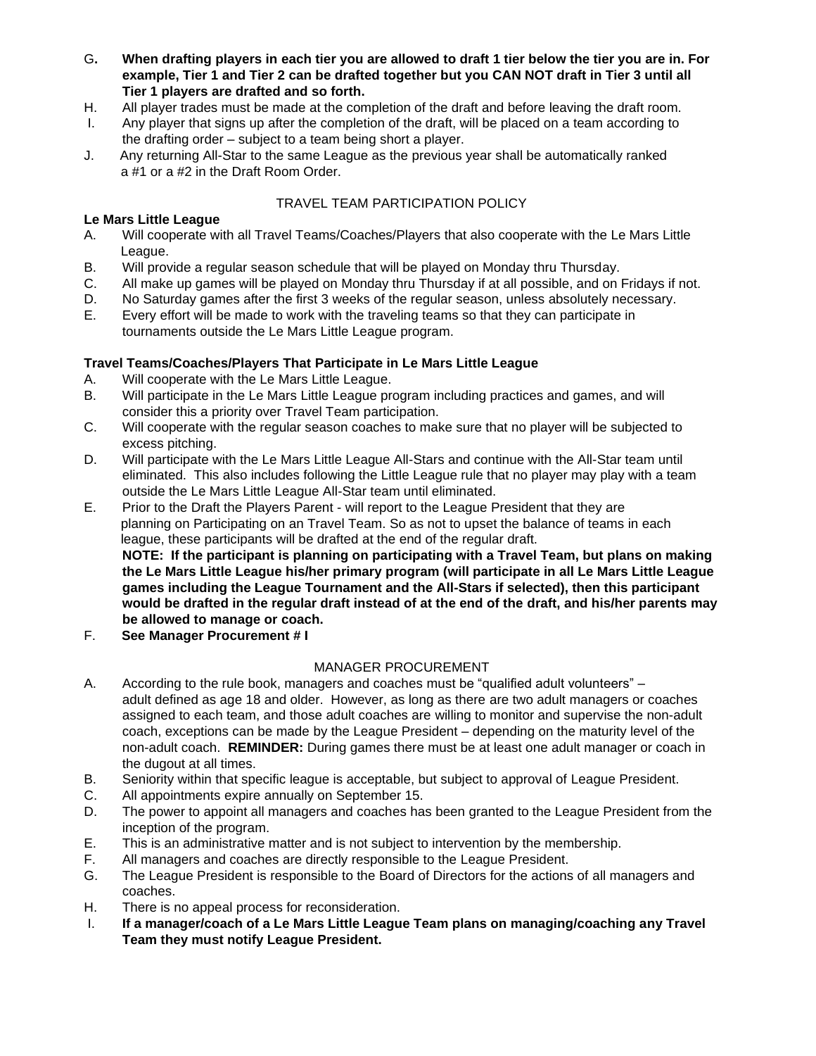G. **When drafting players in each tier you are allowed to draft 1 tier below the tier you are in. For example, Tier 1 and Tier 2 can be drafted together but you CAN NOT draft in Tier 3 until all Tier 1 players are drafted and so forth.**

H. All player trades must be made at the completion of the draft and before leaving the draft room.

I. Any player that signs up after the completion of the draft, will be placed on a team according to the drafting order – subject to a team being short a player.

J. Any returning All-Star to the same League as the previous year shall be automatically ranked a #1 or a #2 in the Draft Room Order.

## TRAVEL TEAM PARTICIPATION POLICY

**Le Mars Little League**

A. Will cooperate with all Travel Teams/Coaches/Players that also cooperate with the Le Mars Little League.

B. Will provide a regular season schedule that will be played on Monday thru Thursday.

C. All make up games will be played on Monday thru Thursday if at all possible, and on Fridays if not.

D. No Saturday games after the first 3 weeks of the regular season, unless absolutely necessary.

E. Every effort will be made to work with the traveling teams so that they can participate in tournaments outside the Le Mars Little League program.

**Travel Teams/Coaches/Players That Participate in Le Mars Little League**

A. Will cooperate with the Le Mars Little League.

B. Will participate in the Le Mars Little League program including practices and games, and will consider this a priority over Travel Team participation.

C. Will cooperate with the regular season coaches to make sure that no player will be subjected to excess pitching.

D. Will participate with the Le Mars Little League All-Stars and continue with the All-Star team until eliminated. This also includes following the Little League rule that no player may play with a team outside the Le Mars Little League All-Star team until eliminated.

E. Prior to the Draft the Players Parent - will report to the League President that they are planning on Participating on an Travel Team. So as not to upset the balance of teams in each league, these participants will be drafted at the end of the regular draft.
**NOTE: If the participant is planning on participating with a Travel Team, but plans on making the Le Mars Little League his/her primary program (will participate in all Le Mars Little League games including the League Tournament and the All-Stars if selected), then this participant would be drafted in the regular draft instead of at the end of the draft, and his/her parents may be allowed to manage or coach.**

F. **See Manager Procurement # I**

## MANAGER PROCUREMENT

A. According to the rule book, managers and coaches must be "qualified adult volunteers" – adult defined as age 18 and older. However, as long as there are two adult managers or coaches assigned to each team, and those adult coaches are willing to monitor and supervise the non-adult coach, exceptions can be made by the League President – depending on the maturity level of the non-adult coach. **REMINDER:** During games there must be at least one adult manager or coach in the dugout at all times.

B. Seniority within that specific league is acceptable, but subject to approval of League President.

C. All appointments expire annually on September 15.

D. The power to appoint all managers and coaches has been granted to the League President from the inception of the program.

E. This is an administrative matter and is not subject to intervention by the membership.

F. All managers and coaches are directly responsible to the League President.

G. The League President is responsible to the Board of Directors for the actions of all managers and coaches.

H. There is no appeal process for reconsideration.

I. **If a manager/coach of a Le Mars Little League Team plans on managing/coaching any Travel Team they must notify League President.**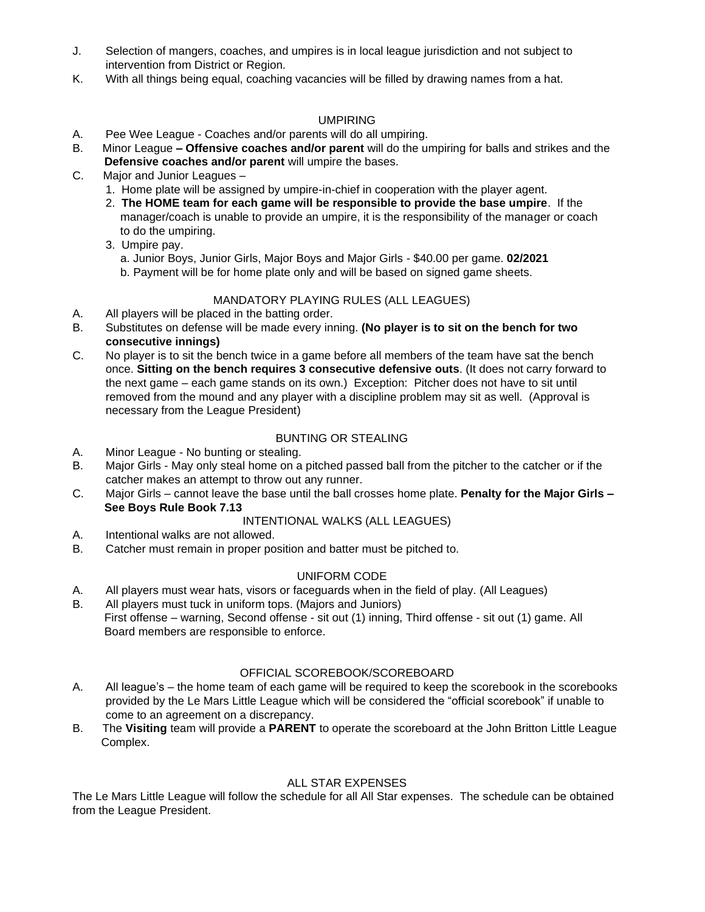J. Selection of mangers, coaches, and umpires is in local league jurisdiction and not subject to intervention from District or Region.

K. With all things being equal, coaching vacancies will be filled by drawing names from a hat.

## UMPIRING

A. Pee Wee League - Coaches and/or parents will do all umpiring.

B. Minor League **– Offensive coaches and/or parent** will do the umpiring for balls and strikes and the **Defensive coaches and/or parent** will umpire the bases.

C. Major and Junior Leagues –

1. Home plate will be assigned by umpire-in-chief in cooperation with the player agent.
2. **The HOME team for each game will be responsible to provide the base umpire**. If the manager/coach is unable to provide an umpire, it is the responsibility of the manager or coach to do the umpiring.
3. Umpire pay.
   a. Junior Boys, Junior Girls, Major Boys and Major Girls - $40.00 per game. **02/2021**
   b. Payment will be for home plate only and will be based on signed game sheets.

## MANDATORY PLAYING RULES (ALL LEAGUES)

A. All players will be placed in the batting order.

B. Substitutes on defense will be made every inning. **(No player is to sit on the bench for two consecutive innings)**

C. No player is to sit the bench twice in a game before all members of the team have sat the bench once. **Sitting on the bench requires 3 consecutive defensive outs**. (It does not carry forward to the next game – each game stands on its own.) Exception: Pitcher does not have to sit until removed from the mound and any player with a discipline problem may sit as well. (Approval is necessary from the League President)

## BUNTING OR STEALING

A. Minor League - No bunting or stealing.

B. Major Girls - May only steal home on a pitched passed ball from the pitcher to the catcher or if the catcher makes an attempt to throw out any runner.

C. Major Girls – cannot leave the base until the ball crosses home plate. **Penalty for the Major Girls – See Boys Rule Book 7.13**

## INTENTIONAL WALKS (ALL LEAGUES)

A. Intentional walks are not allowed.

B. Catcher must remain in proper position and batter must be pitched to.

## UNIFORM CODE

A. All players must wear hats, visors or faceguards when in the field of play. (All Leagues)

B. All players must tuck in uniform tops. (Majors and Juniors)
First offense – warning, Second offense - sit out (1) inning, Third offense - sit out (1) game. All Board members are responsible to enforce.

## OFFICIAL SCOREBOOK/SCOREBOARD

A. All league's – the home team of each game will be required to keep the scorebook in the scorebooks provided by the Le Mars Little League which will be considered the "official scorebook" if unable to come to an agreement on a discrepancy.

B. The **Visiting** team will provide a **PARENT** to operate the scoreboard at the John Britton Little League Complex.

## ALL STAR EXPENSES

The Le Mars Little League will follow the schedule for all All Star expenses. The schedule can be obtained from the League President.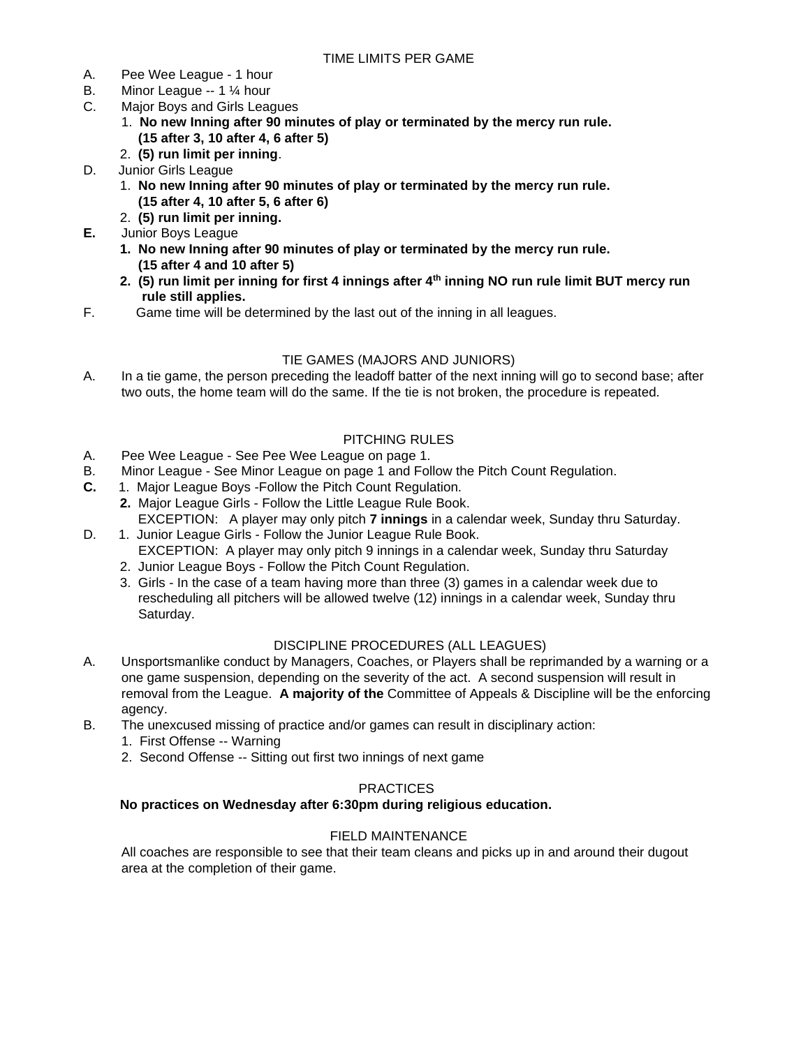## TIME LIMITS PER GAME

A. Pee Wee League - 1 hour

B. Minor League -- 1 ¼ hour

C. Major Boys and Girls Leagues

1. **No new Inning after 90 minutes of play or terminated by the mercy run rule. (15 after 3, 10 after 4, 6 after 5)**
2. **(5) run limit per inning**.

D. Junior Girls League

1. **No new Inning after 90 minutes of play or terminated by the mercy run rule. (15 after 4, 10 after 5, 6 after 6)**
2. **(5) run limit per inning.**

**E.** Junior Boys League

1. **No new Inning after 90 minutes of play or terminated by the mercy run rule. (15 after 4 and 10 after 5)**
2. **(5) run limit per inning for first 4 innings after 4th inning NO run rule limit BUT mercy run rule still applies.**

F. Game time will be determined by the last out of the inning in all leagues.

## TIE GAMES (MAJORS AND JUNIORS)

A. In a tie game, the person preceding the leadoff batter of the next inning will go to second base; after two outs, the home team will do the same. If the tie is not broken, the procedure is repeated.

## PITCHING RULES

A. Pee Wee League - See Pee Wee League on page 1.

B. Minor League - See Minor League on page 1 and Follow the Pitch Count Regulation.

**C.** 1. Major League Boys -Follow the Pitch Count Regulation.

**2.** Major League Girls - Follow the Little League Rule Book.
EXCEPTION: A player may only pitch **7 innings** in a calendar week, Sunday thru Saturday.

D. 1. Junior League Girls - Follow the Junior League Rule Book.
EXCEPTION: A player may only pitch 9 innings in a calendar week, Sunday thru Saturday

2. Junior League Boys - Follow the Pitch Count Regulation.
3. Girls - In the case of a team having more than three (3) games in a calendar week due to rescheduling all pitchers will be allowed twelve (12) innings in a calendar week, Sunday thru Saturday.

## DISCIPLINE PROCEDURES (ALL LEAGUES)

A. Unsportsmanlike conduct by Managers, Coaches, or Players shall be reprimanded by a warning or a one game suspension, depending on the severity of the act. A second suspension will result in removal from the League. **A majority of the** Committee of Appeals & Discipline will be the enforcing agency.

B. The unexcused missing of practice and/or games can result in disciplinary action:

1. First Offense -- Warning
2. Second Offense -- Sitting out first two innings of next game

## PRACTICES

**No practices on Wednesday after 6:30pm during religious education.**

## FIELD MAINTENANCE

All coaches are responsible to see that their team cleans and picks up in and around their dugout area at the completion of their game.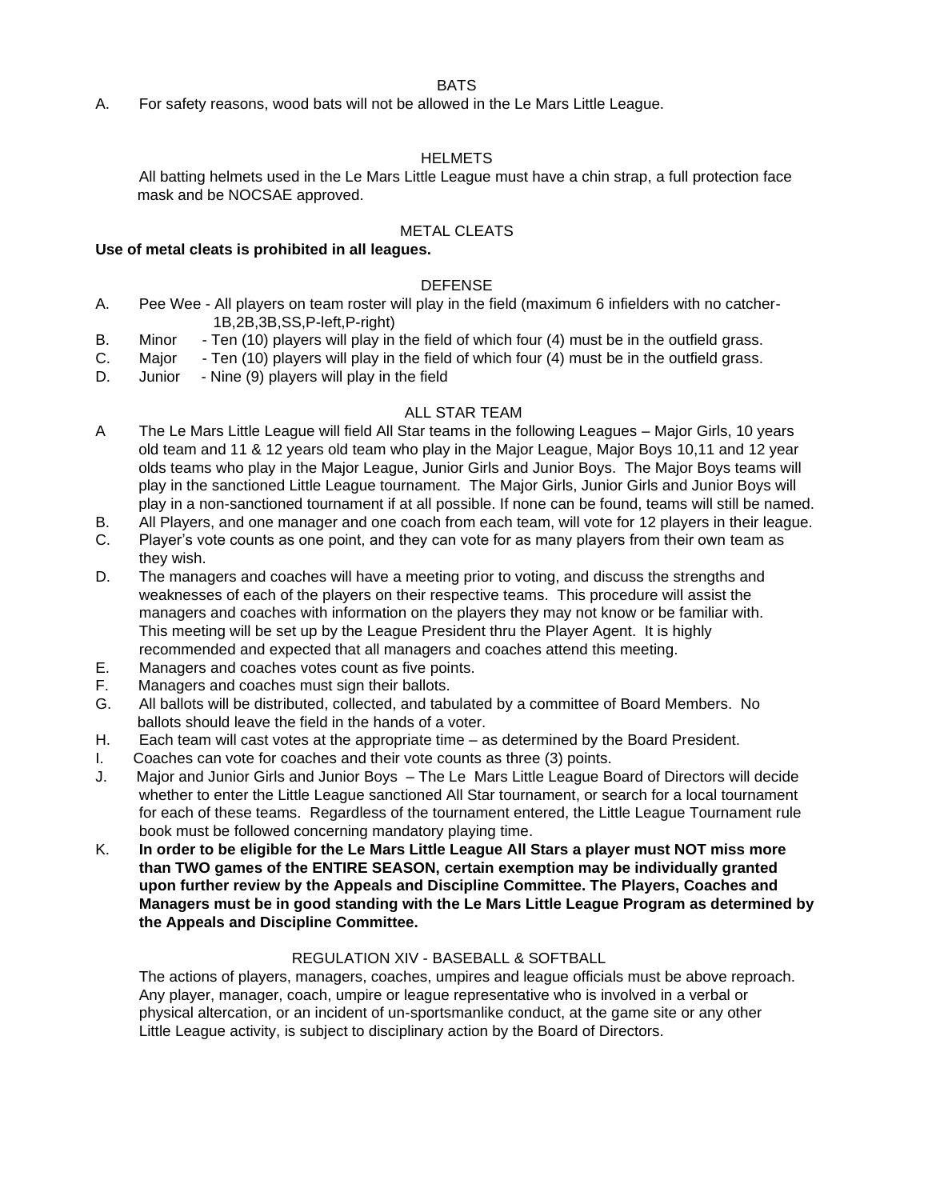## BATS

A. For safety reasons, wood bats will not be allowed in the Le Mars Little League.

## HELMETS

All batting helmets used in the Le Mars Little League must have a chin strap, a full protection face mask and be NOCSAE approved.

## METAL CLEATS

**Use of metal cleats is prohibited in all leagues.**

## DEFENSE

A. Pee Wee - All players on team roster will play in the field (maximum 6 infielders with no catcher- 1B,2B,3B,SS,P-left,P-right)

B. Minor - Ten (10) players will play in the field of which four (4) must be in the outfield grass.

C. Major - Ten (10) players will play in the field of which four (4) must be in the outfield grass.

D. Junior - Nine (9) players will play in the field

## ALL STAR TEAM

A The Le Mars Little League will field All Star teams in the following Leagues – Major Girls, 10 years old team and 11 & 12 years old team who play in the Major League, Major Boys 10,11 and 12 year olds teams who play in the Major League, Junior Girls and Junior Boys. The Major Boys teams will play in the sanctioned Little League tournament. The Major Girls, Junior Girls and Junior Boys will play in a non-sanctioned tournament if at all possible. If none can be found, teams will still be named.

B. All Players, and one manager and one coach from each team, will vote for 12 players in their league.

C. Player's vote counts as one point, and they can vote for as many players from their own team as they wish.

D. The managers and coaches will have a meeting prior to voting, and discuss the strengths and weaknesses of each of the players on their respective teams. This procedure will assist the managers and coaches with information on the players thru they may not know or be familiar with. This meeting will be set up by the League President thru the Player Agent. It is highly recommended and expected that all managers and coaches attend this meeting.

E. Managers and coaches votes count as five points.

F. Managers and coaches must sign their ballots.

G. All ballots will be distributed, collected, and tabulated by a committee of Board Members. No ballots should leave the field in the hands of a voter.

H. Each team will cast votes at the appropriate time – as determined by the Board President.

I. Coaches can vote for coaches and their vote counts as three (3) points.

J. Major and Junior Girls and Junior Boys – The Le Mars Little League Board of Directors will decide whether to enter the Little League sanctioned All Star tournament, or search for a local tournament for each of these teams. Regardless of the tournament entered, the Little League Tournament rule book must be followed concerning mandatory playing time.

K. **In order to be eligible for the Le Mars Little League All Stars a player must NOT miss more than TWO games of the ENTIRE SEASON, certain exemption may be individually granted upon further review by the Appeals and Discipline Committee. The Players, Coaches and Managers must be in good standing with the Le Mars Little League Program as determined by the Appeals and Discipline Committee.**

## REGULATION XIV - BASEBALL & SOFTBALL

The actions of players, managers, coaches, umpires and league officials must be above reproach. Any player, manager, coach, umpire or league representative who is involved in a verbal or physical altercation, or an incident of un-sportsmanlike conduct, at the game site or any other Little League activity, is subject to disciplinary action by the Board of Directors.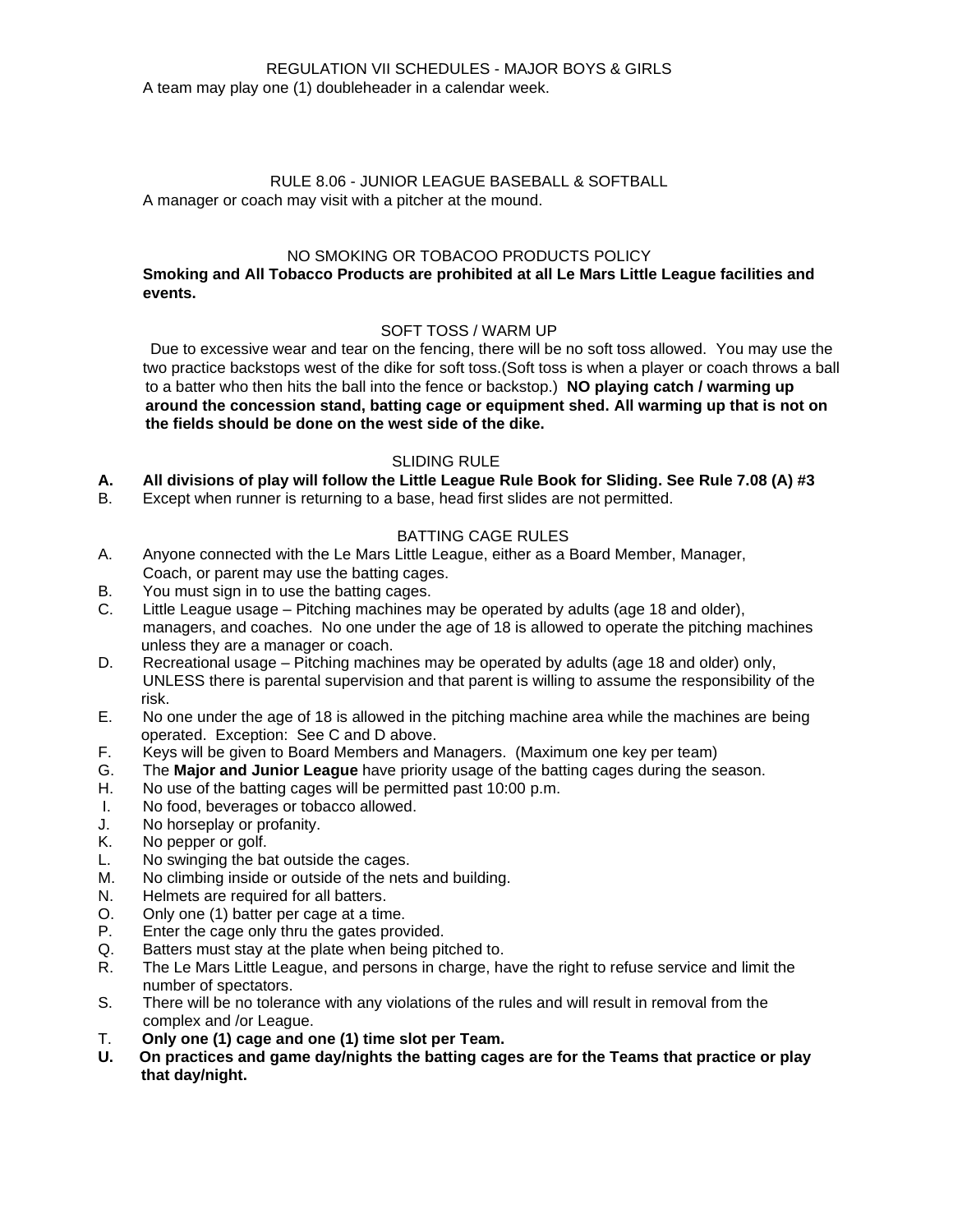## REGULATION VII SCHEDULES - MAJOR BOYS & GIRLS

A team may play one (1) doubleheader in a calendar week.

## RULE 8.06 - JUNIOR LEAGUE BASEBALL & SOFTBALL

A manager or coach may visit with a pitcher at the mound.

## NO SMOKING OR TOBACOO PRODUCTS POLICY

**Smoking and All Tobacco Products are prohibited at all Le Mars Little League facilities and events.**

## SOFT TOSS / WARM UP

Due to excessive wear and tear on the fencing, there will be no soft toss allowed. You may use the two practice backstops west of the dike for soft toss.(Soft toss is when a player or coach throws a ball to a batter who then hits the ball into the fence or backstop.) **NO playing catch / warming up around the concession stand, batting cage or equipment shed. All warming up that is not on the fields should be done on the west side of the dike.**

## SLIDING RULE

**A. All divisions of play will follow the Little League Rule Book for Sliding. See Rule 7.08 (A) #3**

B. Except when runner is returning to a base, head first slides are not permitted.

## BATTING CAGE RULES

A. Anyone connected with the Le Mars Little League, either as a Board Member, Manager, Coach, or parent may use the batting cages.

B. You must sign in to use the batting cages.

C. Little League usage – Pitching machines may be operated by adults (age 18 and older), managers, and coaches. No one under the age of 18 is allowed to operate the pitching machines unless they are a manager or coach.

D. Recreational usage – Pitching machines may be operated by adults (age 18 and older) only, UNLESS there is parental supervision and that parent is willing to assume the responsibility of the risk.

E. No one under the age of 18 is allowed in the pitching machine area while the machines are being operated. Exception: See C and D above.

F. Keys will be given to Board Members and Managers. (Maximum one key per team)

G. The **Major and Junior League** have priority usage of the batting cages during the season.

H. No use of the batting cages will be permitted past 10:00 p.m.

I. No food, beverages or tobacco allowed.

J. No horseplay or profanity.

K. No pepper or golf.

L. No swinging the bat outside the cages.

M. No climbing inside or outside of the nets and building.

N. Helmets are required for all batters.

O. Only one (1) batter per cage at a time.

P. Enter the cage only thru the gates provided.

Q. Batters must stay at the plate when being pitched to.

R. The Le Mars Little League, and persons in charge, have the right to refuse service and limit the number of spectators.

S. There will be no tolerance with any violations of the rules and will result in removal from the complex and /or League.

T. **Only one (1) cage and one (1) time slot per Team.**

**U. On practices and game day/nights the batting cages are for the Teams that practice or play that day/night.**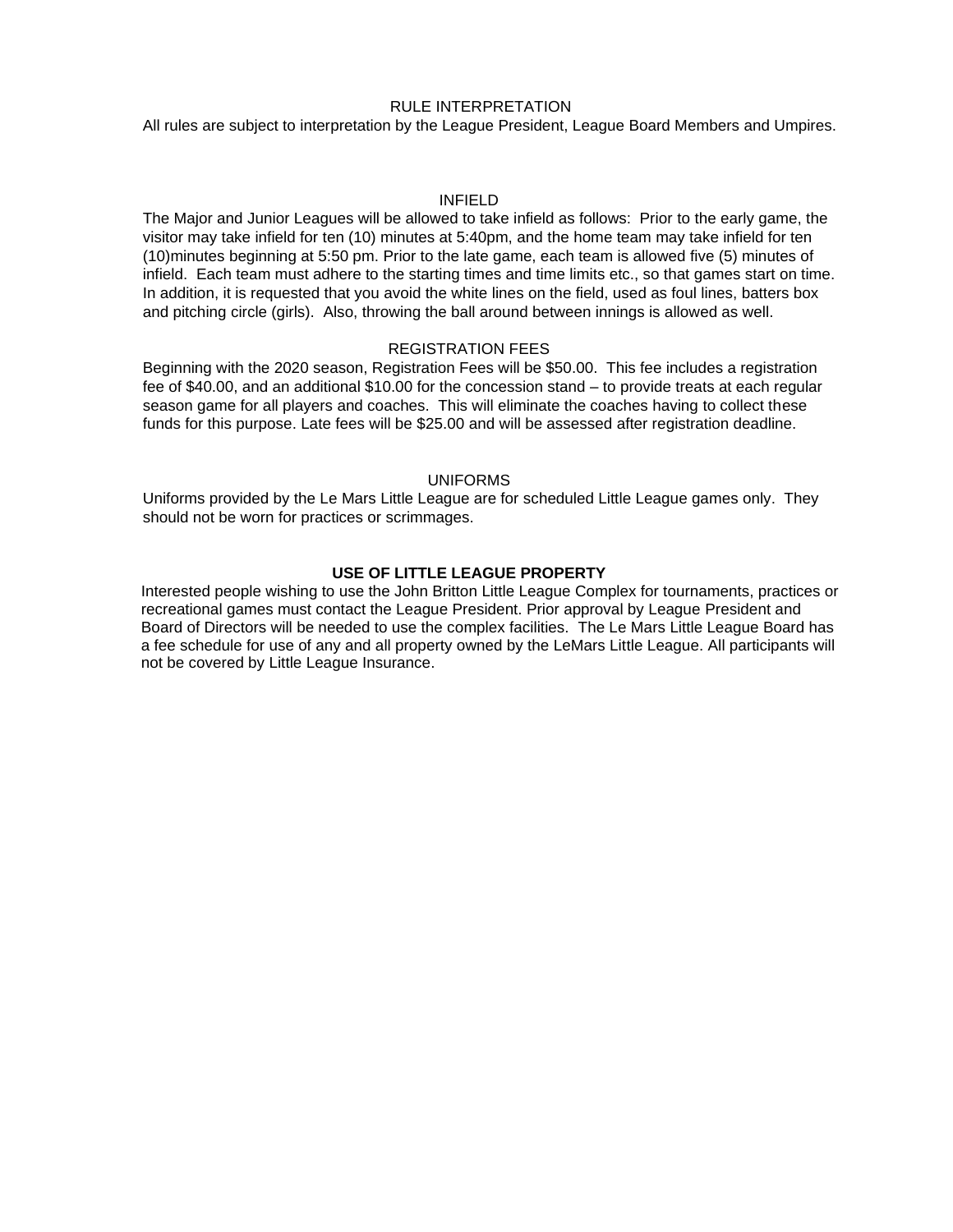## RULE INTERPRETATION

All rules are subject to interpretation by the League President, League Board Members and Umpires.

## INFIELD

The Major and Junior Leagues will be allowed to take infield as follows: Prior to the early game, the visitor may take infield for ten (10) minutes at 5:40pm, and the home team may take infield for ten (10)minutes beginning at 5:50 pm. Prior to the late game, each team is allowed five (5) minutes of infield. Each team must adhere to the starting times and time limits etc., so that games start on time. In addition, it is requested that you avoid the white lines on the field, used as foul lines, batters box and pitching circle (girls). Also, throwing the ball around between innings is allowed as well.

## REGISTRATION FEES

Beginning with the 2020 season, Registration Fees will be $50.00. This fee includes a registration fee of $40.00, and an additional $10.00 for the concession stand – to provide treats at each regular season game for all players and coaches. This will eliminate the coaches having to collect these funds for this purpose. Late fees will be $25.00 and will be assessed after registration deadline.

## UNIFORMS

Uniforms provided by the Le Mars Little League are for scheduled Little League games only. They should not be worn for practices or scrimmages.

## USE OF LITTLE LEAGUE PROPERTY

Interested people wishing to use the John Britton Little League Complex for tournaments, practices or recreational games must contact the League President. Prior approval by League President and Board of Directors will be needed to use the complex facilities. The Le Mars Little League Board has a fee schedule for use of any and all property owned by the LeMars Little League. All participants will not be covered by Little League Insurance.